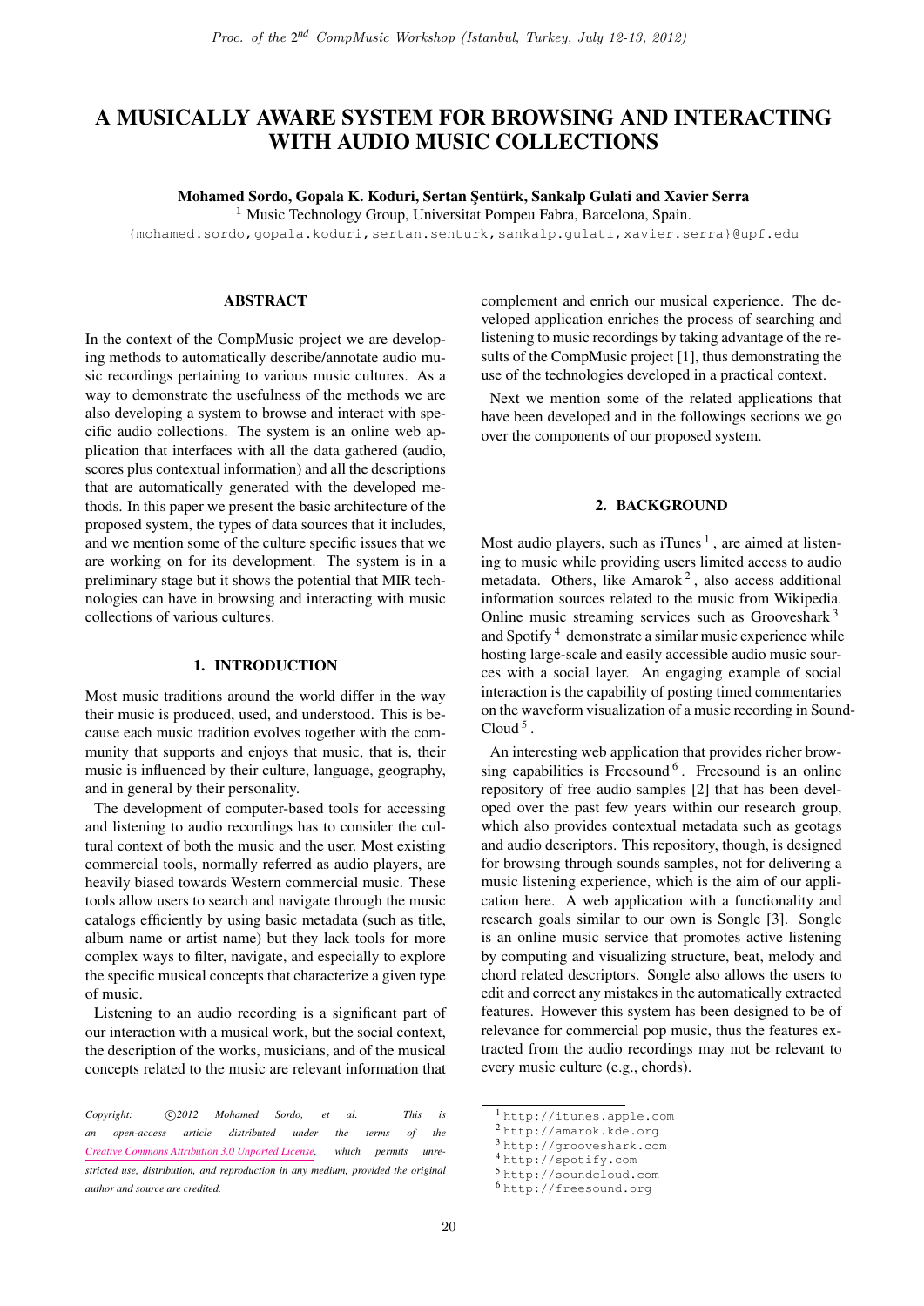# A MUSICALLY AWARE SYSTEM FOR BROWSING AND INTERACTING WITH AUDIO MUSIC COLLECTIONS

**Mohamed Sordo, Gopala K. Koduri, Sertan Şentürk, Sankalp Gulati and Xavier Serra**

[1] Music Technology Group, Universitat Pompeu Fabra, Barcelona, Spain.

{mohamed.sordo,gopala.koduri,sertan.senturk,sankalp.gulati,xavier.serra}@upf.edu

## ABSTRACT

In the context of the CompMusic project we are developing methods to automatically describe/annotate audio music recordings pertaining to various music cultures. As a way to demonstrate the usefulness of the methods we are also developing a system to browse and interact with specific audio collections. The system is an online web application that interfaces with all the data gathered (audio, scores plus contextual information) and all the descriptions that are automatically generated with the developed methods. In this paper we present the basic architecture of the proposed system, the types of data sources that it includes, and we mention some of the culture specific issues that we are working on for its development. The system is in a preliminary stage but it shows the potential that MIR technologies can have in browsing and interacting with music collections of various cultures.

## 1. INTRODUCTION

Most music traditions around the world differ in the way their music is produced, used, and understood. This is because each music tradition evolves together with the community that supports and enjoys that music, that is, their music is influenced by their culture, language, geography, and in general by their personality.

The development of computer-based tools for accessing and listening to audio recordings has to consider the cultural context of both the music and the user. Most existing commercial tools, normally referred as audio players, are heavily biased towards Western commercial music. These tools allow users to search and navigate through the music catalogs efficiently by using basic metadata (such as title, album name or artist name) but they lack tools for more complex ways to filter, navigate, and especially to explore the specific musical concepts that characterize a given type of music.

Listening to an audio recording is a significant part of our interaction with a musical work, but the social context, the description of the works, musicians, and of the musical concepts related to the music are relevant information that complement and enrich our musical experience. The developed application enriches the process of searching and listening to music recordings by taking advantage of the results of the CompMusic project [1], thus demonstrating the use of the technologies developed in a practical context.

Next we mention some of the related applications that have been developed and in the followings sections we go over the components of our proposed system.

*Copyright: ©2012 Mohamed Sordo, et al. This is an open-access article distributed under the terms of the Creative Commons Attribution 3.0 Unported License, which permits unrestricted use, distribution, and reproduction in any medium, provided the original author and source are credited.*

## 2. BACKGROUND

Most audio players, such as iTunes [1], are aimed at listening to music while providing users limited access to audio metadata. Others, like Amarok [2], also access additional information sources related to the music from Wikipedia. Online music streaming services such as Grooveshark [3] and Spotify [4] demonstrate a similar music experience while hosting large-scale and easily accessible audio music sources with a social layer. An engaging example of social interaction is the capability of posting timed commentaries on the waveform visualization of a music recording in SoundCloud [5].

An interesting web application that provides richer browsing capabilities is Freesound [6]. Freesound is an online repository of free audio samples [2] that has been developed over the past few years within our research group, which also provides contextual metadata such as geotags and audio descriptors. This repository, though, is designed for browsing through sounds samples, not for delivering a music listening experience, which is the aim of our application here. A web application with a functionality and research goals similar to our own is Songle [3]. Songle is an online music service that promotes active listening by computing and visualizing structure, beat, melody and chord related descriptors. Songle also allows the users to edit and correct any mistakes in the automatically extracted features. However this system has been designed to be of relevance for commercial pop music, thus the features extracted from the audio recordings may not be relevant to every music culture (e.g., chords).

[1] http://itunes.apple.com
[2] http://amarok.kde.org
[3] http://grooveshark.com
[4] http://spotify.com
[5] http://soundcloud.com
[6] http://freesound.org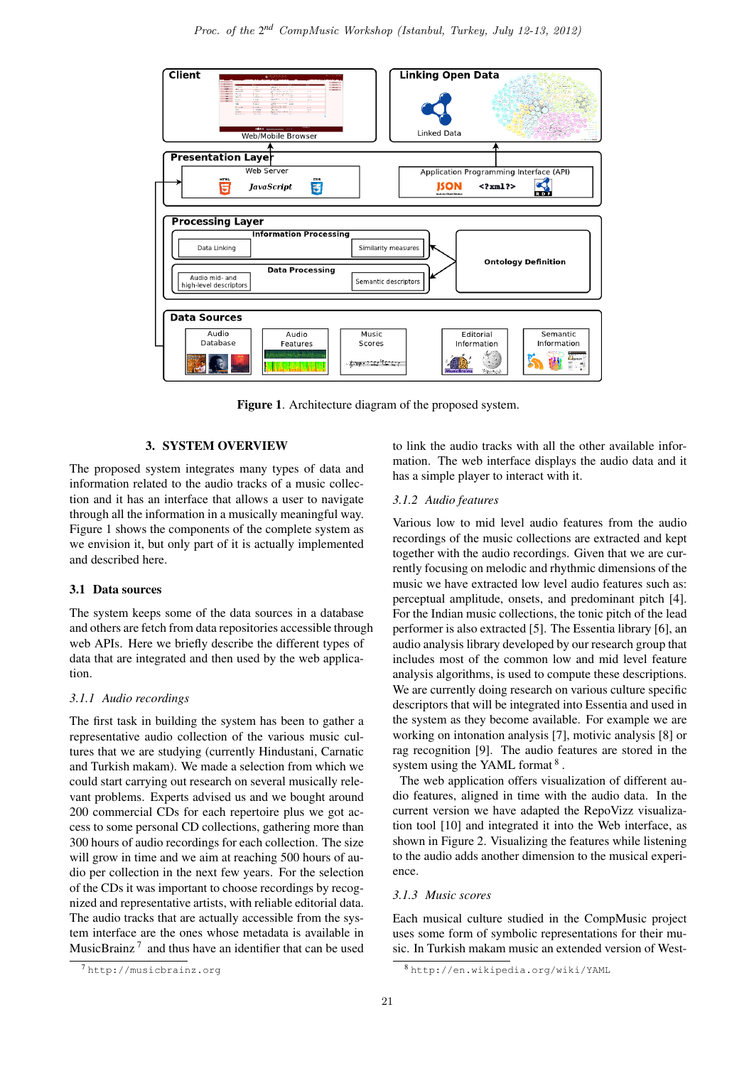Figure 1. Architecture diagram of the proposed system.

## 3. SYSTEM OVERVIEW

The proposed system integrates many types of data and information related to the audio tracks of a music collection and it has an interface that allows a user to navigate through all the information in a musically meaningful way. Figure 1 shows the components of the complete system as we envision it, but only part of it is actually implemented and described here.

### 3.1 Data sources

The system keeps some of the data sources in a database and others are fetch from data repositories accessible through web APIs. Here we briefly describe the different types of data that are integrated and then used by the web application.

#### 3.1.1 Audio recordings

The first task in building the system has been to gather a representative audio collection of the various music cultures that we are studying (currently Hindustani, Carnatic and Turkish makam). We made a selection from which we could start carrying out research on several musically relevant problems. Experts advised us and we bought around 200 commercial CDs for each repertoire plus we got access to some personal CD collections, gathering more than 300 hours of audio recordings for each collection. The size will grow in time and we aim at reaching 500 hours of audio per collection in the next few years. For the selection of the CDs it was important to choose recordings by recognized and representative artists, with reliable editorial data. The audio tracks that are actually accessible from the system interface are the ones whose metadata is available in MusicBrainz [7] and thus have an identifier that can be used to link the audio tracks with all the other available information. The web interface displays the audio data and it has a simple player to interact with it.

#### 3.1.2 Audio features

Various low to mid level audio features from the audio recordings of the music collections are extracted and kept together with the audio recordings. Given that we are currently focusing on melodic and rhythmic dimensions of the music we have extracted low level audio features such as: perceptual amplitude, onsets, and predominant pitch [4]. For the Indian music collections, the tonic pitch of the lead performer is also extracted [5]. The Essentia library [6], an audio analysis library developed by our research group that includes most of the common low and mid level feature analysis algorithms, is used to compute these descriptions. We are currently doing research on various culture specific descriptors that will be integrated into Essentia and used in the system as they become available. For example we are working on intonation analysis [7], motivic analysis [8] or rag recognition [9]. The audio features are stored in the system using the YAML format [8].

The web application offers visualization of different audio features, aligned in time with the audio data. In the current version we have adapted the RepoVizz visualization tool [10] and integrated it into the Web interface, as shown in Figure 2. Visualizing the features while listening to the audio adds another dimension to the musical experience.

#### 3.1.3 Music scores

Each musical culture studied in the CompMusic project uses some form of symbolic representations for their music. In Turkish makam music an extended version of West-

[7] http://musicbrainz.org

[8] http://en.wikipedia.org/wiki/YAML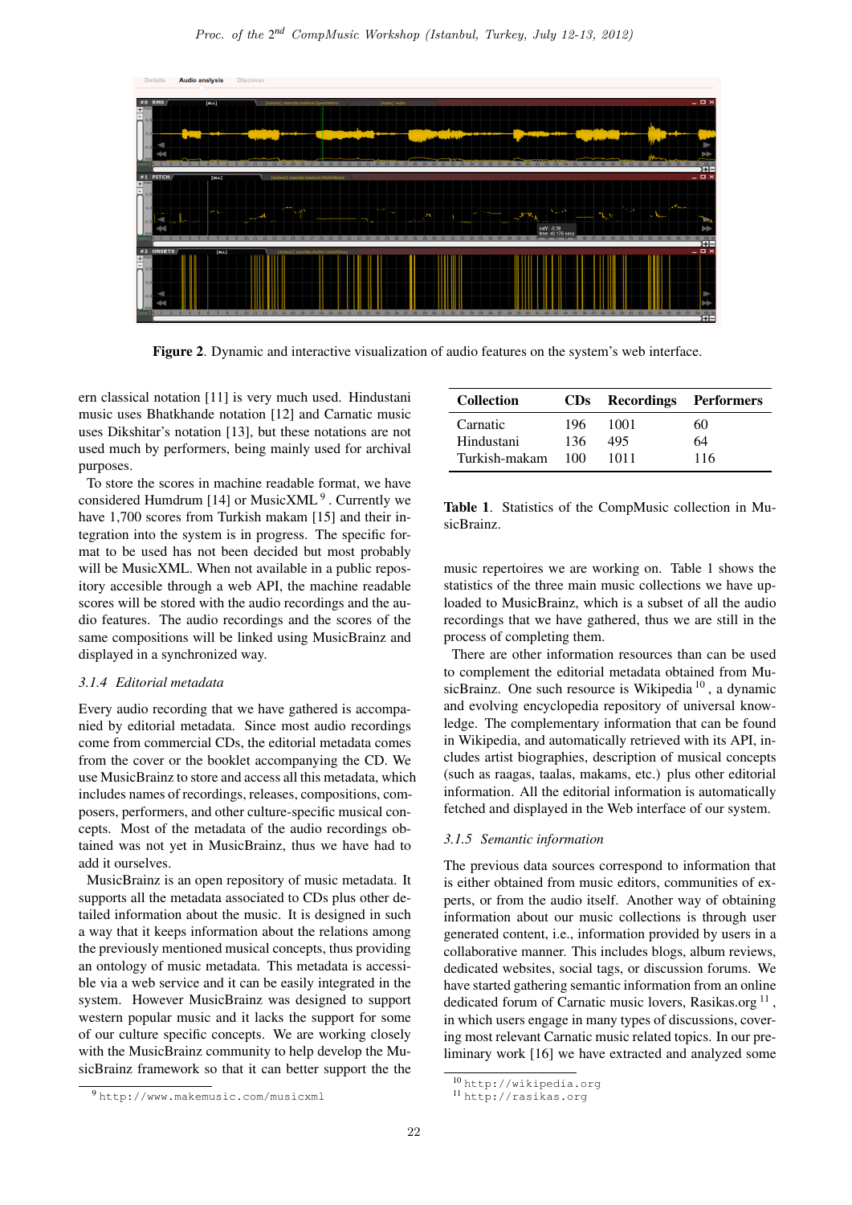Figure 2. Dynamic and interactive visualization of audio features on the system's web interface.

ern classical notation [11] is very much used. Hindustani music uses Bhatkhande notation [12] and Carnatic music uses Dikshitar's notation [13], but these notations are not used much by performers, being mainly used for archival purposes.

To store the scores in machine readable format, we have considered Humdrum [14] or MusicXML [9]. Currently we have 1,700 scores from Turkish makam [15] and their integration into the system is in progress. The specific format to be used has not been decided but most probably will be MusicXML. When not available in a public repository accesible through a web API, the machine readable scores will be stored with the audio recordings and the audio features. The audio recordings and the scores of the same compositions will be linked using MusicBrainz and displayed in a synchronized way.

### 3.1.4 Editorial metadata

Every audio recording that we have gathered is accompanied by editorial metadata. Since most audio recordings come from commercial CDs, the editorial metadata comes from the cover or the booklet accompanying the CD. We use MusicBrainz to store and access all this metadata, which includes names of recordings, releases, compositions, composers, performers, and other culture-specific musical concepts. Most of the metadata of the audio recordings obtained was not yet in MusicBrainz, thus we have had to add it ourselves.

MusicBrainz is an open repository of music metadata. It supports all the metadata associated to CDs plus other detailed information about the music. It is designed in such a way that it keeps information about the relations among the previously mentioned musical concepts, thus providing an ontology of music metadata. This metadata is accessible via a web service and it can be easily integrated in the system. However MusicBrainz was designed to support western popular music and it lacks the support for some of our culture specific concepts. We are working closely with the MusicBrainz community to help develop the MusicBrainz framework so that it can better support the the

| Collection | CDs | Recordings | Performers |
|---|---|---|---|
| Carnatic | 196 | 1001 | 60 |
| Hindustani | 136 | 495 | 64 |
| Turkish-makam | 100 | 1011 | 116 |

**Table 1.** Statistics of the CompMusic collection in MusicBrainz.

music repertoires we are working on. Table 1 shows the statistics of the three main music collections we have uploaded to MusicBrainz, which is a subset of all the audio recordings that we have gathered, thus we are still in the process of completing them.

There are other information resources than can be used to complement the editorial metadata obtained from MusicBrainz. One such resource is Wikipedia [10], a dynamic and evolving encyclopedia repository of universal knowledge. The complementary information that can be found in Wikipedia, and automatically retrieved with its API, includes artist biographies, description of musical concepts (such as raagas, taalas, makams, etc.) plus other editorial information. All the editorial information is automatically fetched and displayed in the Web interface of our system.

### 3.1.5 Semantic information

The previous data sources correspond to information that is either obtained from music editors, communities of experts, or from the audio itself. Another way of obtaining information about our music collections is through user generated content, i.e., information provided by users in a collaborative manner. This includes blogs, album reviews, dedicated websites, social tags, or discussion forums. We have started gathering semantic information from an online dedicated forum of Carnatic music lovers, Rasikas.org [11], in which users engage in many types of discussions, covering most relevant Carnatic music related topics. In our preliminary work [16] we have extracted and analyzed some

[9] http://www.makemusic.com/musicxml

[10] http://wikipedia.org

[11] http://rasikas.org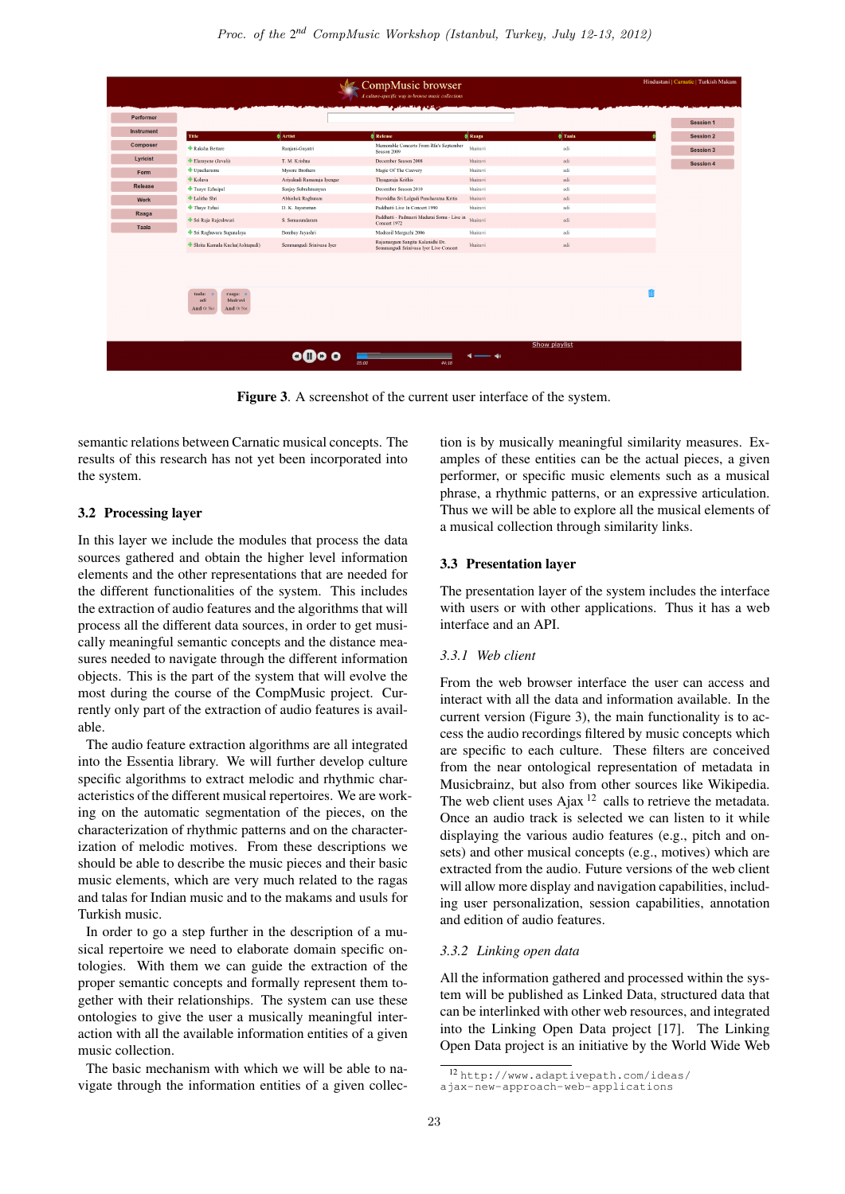Figure 3. A screenshot of the current user interface of the system.

semantic relations between Carnatic musical concepts. The results of this research has not yet been incorporated into the system.

### 3.2 Processing layer

In this layer we include the modules that process the data sources gathered and obtain the higher level information elements and the other representations that are needed for the different functionalities of the system. This includes the extraction of audio features and the algorithms that will process all the different data sources, in order to get musically meaningful semantic concepts and the distance measures needed to navigate through the different information objects. This is the part of the system that will evolve the most during the course of the CompMusic project. Currently only part of the extraction of audio features is available.

The audio feature extraction algorithms are all integrated into the Essentia library. We will further develop culture specific algorithms to extract melodic and rhythmic characteristics of the different musical repertoires. We are working on the automatic segmentation of the pieces, on the characterization of rhythmic patterns and on the characterization of melodic motives. From these descriptions we should be able to describe the music pieces and their basic music elements, which are very much related to the ragas and talas for Indian music and to the makams and usuls for Turkish music.

In order to go a step further in the description of a musical repertoire we need to elaborate domain specific ontologies. With them we can guide the extraction of the proper semantic concepts and formally represent them together with their relationships. The system can use these ontologies to give the user a musically meaningful interaction with all the available information entities of a given music collection.

The basic mechanism with which we will be able to navigate through the information entities of a given collection is by musically meaningful similarity measures. Examples of these entities can be the actual pieces, a given performer, or specific music elements such as a musical phrase, a rhythmic patterns, or an expressive articulation. Thus we will be able to explore all the musical elements of a musical collection through similarity links.

### 3.3 Presentation layer

The presentation layer of the system includes the interface with users or with other applications. Thus it has a web interface and an API.

#### 3.3.1 Web client

From the web browser interface the user can access and interact with all the data and information available. In the current version (Figure 3), the main functionality is to access the audio recordings filtered by music concepts which are specific to each culture. These filters are conceived from the near ontological representation of metadata in Musicbrainz, but also from other sources like Wikipedia. The web client uses Ajax [12] calls to retrieve the metadata. Once an audio track is selected we can listen to it while displaying the various audio features (e.g., pitch and onsets) and other musical concepts (e.g., motives) which are extracted from the audio. Future versions of the web client will allow more display and navigation capabilities, including user personalization, session capabilities, annotation and edition of audio features.

#### 3.3.2 Linking open data

All the information gathered and processed within the system will be published as Linked Data, structured data that can be interlinked with other web resources, and integrated into the Linking Open Data project [17]. The Linking Open Data project is an initiative by the World Wide Web

[12] http://www.adaptivepath.com/ideas/ajax-new-approach-web-applications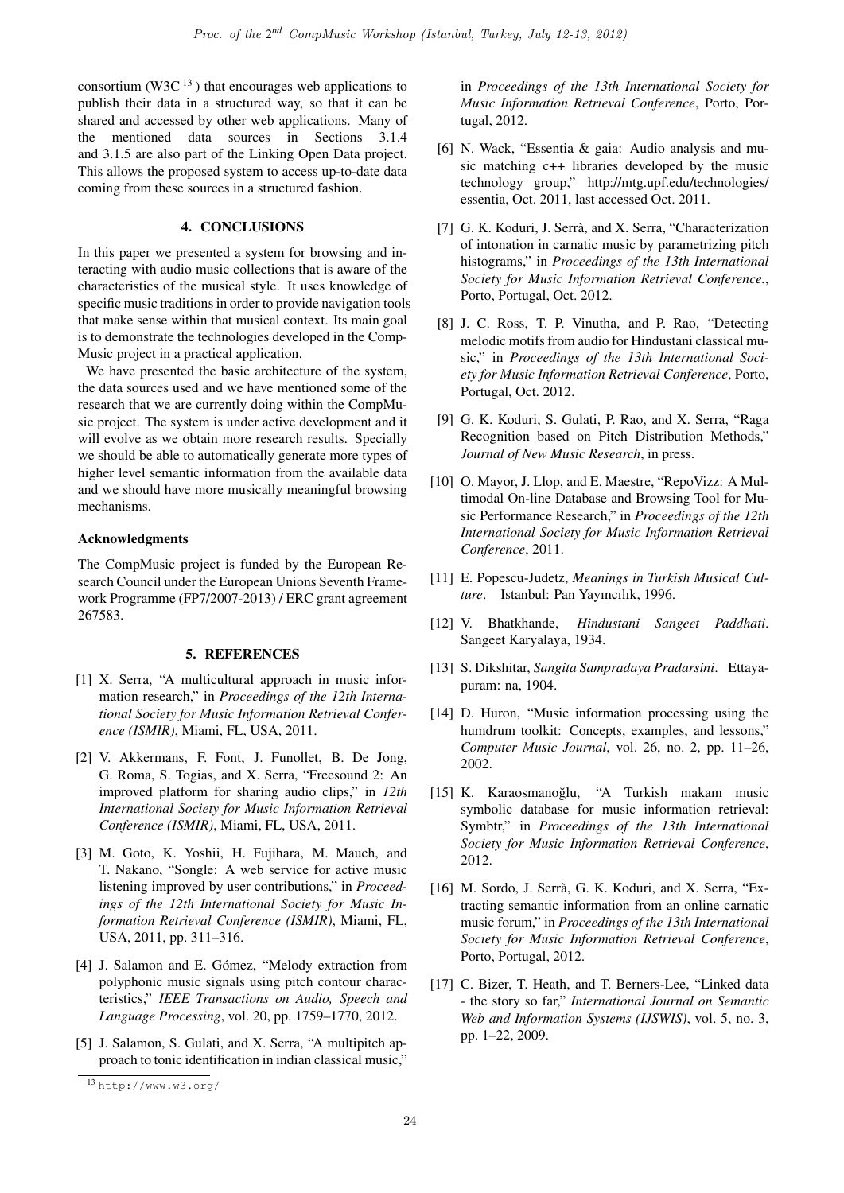consortium (W3C [13]) that encourages web applications to publish their data in a structured way, so that it can be shared and accessed by other web applications. Many of the mentioned data sources in Sections 3.1.4 and 3.1.5 are also part of the Linking Open Data project. This allows the proposed system to access up-to-date data coming from these sources in a structured fashion.

## 4. CONCLUSIONS

In this paper we presented a system for browsing and interacting with audio music collections that is aware of the characteristics of the musical style. It uses knowledge of specific music traditions in order to provide navigation tools that make sense within that musical context. Its main goal is to demonstrate the technologies developed in the CompMusic project in a practical application.

We have presented the basic architecture of the system, the data sources used and we have mentioned some of the research that we are currently doing within the CompMusic project. The system is under active development and it will evolve as we obtain more research results. Specially we should be able to automatically generate more types of higher level semantic information from the available data and we should have more musically meaningful browsing mechanisms.

### Acknowledgments

The CompMusic project is funded by the European Research Council under the European Unions Seventh Framework Programme (FP7/2007-2013) / ERC grant agreement 267583.

## 5. REFERENCES

[1] X. Serra, "A multicultural approach in music information research," in *Proceedings of the 12th International Society for Music Information Retrieval Conference (ISMIR)*, Miami, FL, USA, 2011.

[2] V. Akkermans, F. Font, J. Funollet, B. De Jong, G. Roma, S. Togias, and X. Serra, "Freesound 2: An improved platform for sharing audio clips," in *12th International Society for Music Information Retrieval Conference (ISMIR)*, Miami, FL, USA, 2011.

[3] M. Goto, K. Yoshii, H. Fujihara, M. Mauch, and T. Nakano, "Songle: A web service for active music listening improved by user contributions," in *Proceedings of the 12th International Society for Music Information Retrieval Conference (ISMIR)*, Miami, FL, USA, 2011, pp. 311–316.

[4] J. Salamon and E. Gómez, "Melody extraction from polyphonic music signals using pitch contour characteristics," *IEEE Transactions on Audio, Speech and Language Processing*, vol. 20, pp. 1759–1770, 2012.

[5] J. Salamon, S. Gulati, and X. Serra, "A multipitch approach to tonic identification in indian classical music," in *Proceedings of the 13th International Society for Music Information Retrieval Conference*, Porto, Portugal, 2012.

[6] N. Wack, "Essentia & gaia: Audio analysis and music matching c++ libraries developed by the music technology group," http://mtg.upf.edu/technologies/essentia, Oct. 2011, last accessed Oct. 2011.

[7] G. K. Koduri, J. Serrà, and X. Serra, "Characterization of intonation in carnatic music by parametrizing pitch histograms," in *Proceedings of the 13th International Society for Music Information Retrieval Conference.*, Porto, Portugal, Oct. 2012.

[8] J. C. Ross, T. P. Vinutha, and P. Rao, "Detecting melodic motifs from audio for Hindustani classical music," in *Proceedings of the 13th International Society for Music Information Retrieval Conference*, Porto, Portugal, Oct. 2012.

[9] G. K. Koduri, S. Gulati, P. Rao, and X. Serra, "Raga Recognition based on Pitch Distribution Methods," *Journal of New Music Research*, in press.

[10] O. Mayor, J. Llop, and E. Maestre, "RepoVizz: A Multimodal On-line Database and Browsing Tool for Music Performance Research," in *Proceedings of the 12th International Society for Music Information Retrieval Conference*, 2011.

[11] E. Popescu-Judetz, *Meanings in Turkish Musical Culture*. Istanbul: Pan Yayıncılık, 1996.

[12] V. Bhatkhande, *Hindustani Sangeet Paddhati*. Sangeet Karyalaya, 1934.

[13] S. Dikshitar, *Sangita Sampradaya Pradarsini*. Ettayapuram: na, 1904.

[14] D. Huron, "Music information processing using the humdrum toolkit: Concepts, examples, and lessons," *Computer Music Journal*, vol. 26, no. 2, pp. 11–26, 2002.

[15] K. Karaosmanoğlu, "A Turkish makam music symbolic database for music information retrieval: Symbtr," in *Proceedings of the 13th International Society for Music Information Retrieval Conference*, 2012.

[16] M. Sordo, J. Serrà, G. K. Koduri, and X. Serra, "Extracting semantic information from an online carnatic music forum," in *Proceedings of the 13th International Society for Music Information Retrieval Conference*, Porto, Portugal, 2012.

[17] C. Bizer, T. Heath, and T. Berners-Lee, "Linked data - the story so far," *International Journal on Semantic Web and Information Systems (IJSWIS)*, vol. 5, no. 3, pp. 1–22, 2009.

[13] http://www.w3.org/